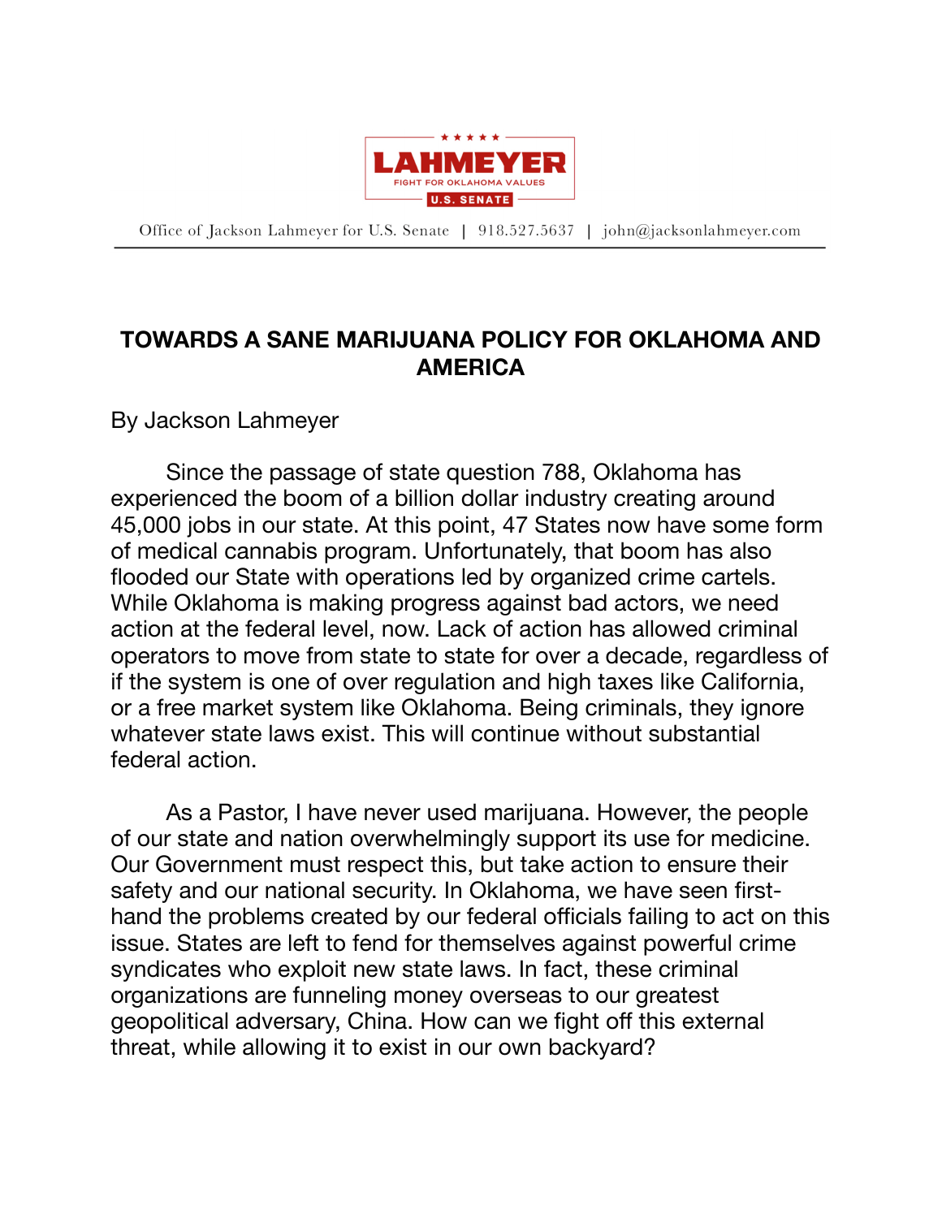LAHMEYER

FIGHT FOR OKLAHOMA VALUES

U.S. SENATE

Office of Jackson Lahmeyer for U.S. Senate | 918.527.5637 | john@jacksonlahmeyer.com

# TOWARDS A SANE MARIJUANA POLICY FOR OKLAHOMA AND AMERICA

By Jackson Lahmeyer

Since the passage of state question 788, Oklahoma has experienced the boom of a billion dollar industry creating around 45,000 jobs in our state. At this point, 47 States now have some form of medical cannabis program. Unfortunately, that boom has also flooded our State with operations led by organized crime cartels. While Oklahoma is making progress against bad actors, we need action at the federal level, now. Lack of action has allowed criminal operators to move from state to state for over a decade, regardless of if the system is one of over regulation and high taxes like California, or a free market system like Oklahoma. Being criminals, they ignore whatever state laws exist. This will continue without substantial federal action.

As a Pastor, I have never used marijuana. However, the people of our state and nation overwhelmingly support its use for medicine. Our Government must respect this, but take action to ensure their safety and our national security. In Oklahoma, we have seen first-hand the problems created by our federal officials failing to act on this issue. States are left to fend for themselves against powerful crime syndicates who exploit new state laws. In fact, these criminal organizations are funneling money overseas to our greatest geopolitical adversary, China. How can we fight off this external threat, while allowing it to exist in our own backyard?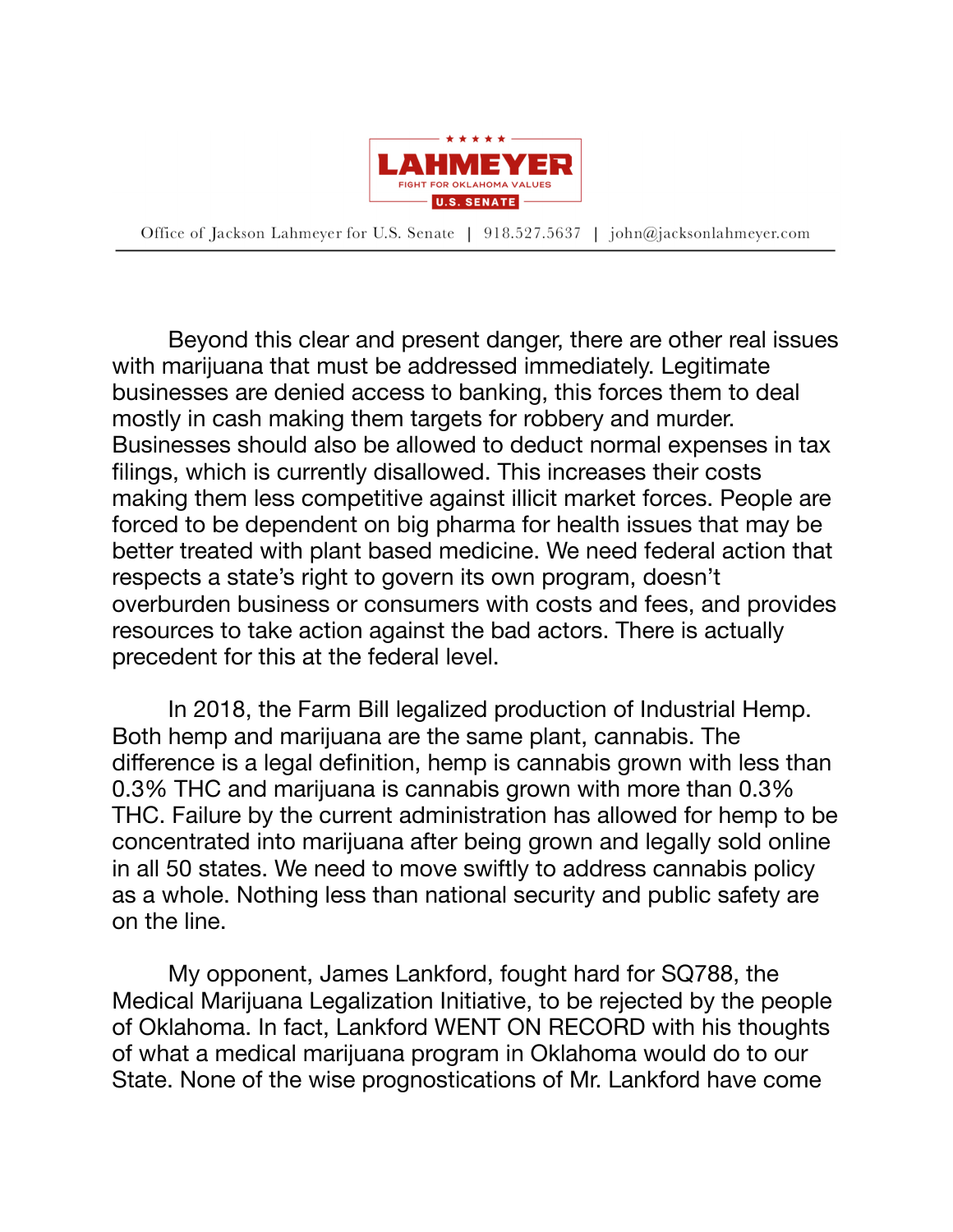Beyond this clear and present danger, there are other real issues with marijuana that must be addressed immediately. Legitimate businesses are denied access to banking, this forces them to deal mostly in cash making them targets for robbery and murder. Businesses should also be allowed to deduct normal expenses in tax filings, which is currently disallowed. This increases their costs making them less competitive against illicit market forces. People are forced to be dependent on big pharma for health issues that may be better treated with plant based medicine. We need federal action that respects a state's right to govern its own program, doesn't overburden business or consumers with costs and fees, and provides resources to take action against the bad actors. There is actually precedent for this at the federal level.

In 2018, the Farm Bill legalized production of Industrial Hemp. Both hemp and marijuana are the same plant, cannabis. The difference is a legal definition, hemp is cannabis grown with less than 0.3% THC and marijuana is cannabis grown with more than 0.3% THC. Failure by the current administration has allowed for hemp to be concentrated into marijuana after being grown and legally sold online in all 50 states. We need to move swiftly to address cannabis policy as a whole. Nothing less than national security and public safety are on the line.

My opponent, James Lankford, fought hard for SQ788, the Medical Marijuana Legalization Initiative, to be rejected by the people of Oklahoma. In fact, Lankford WENT ON RECORD with his thoughts of what a medical marijuana program in Oklahoma would do to our State. None of the wise prognostications of Mr. Lankford have come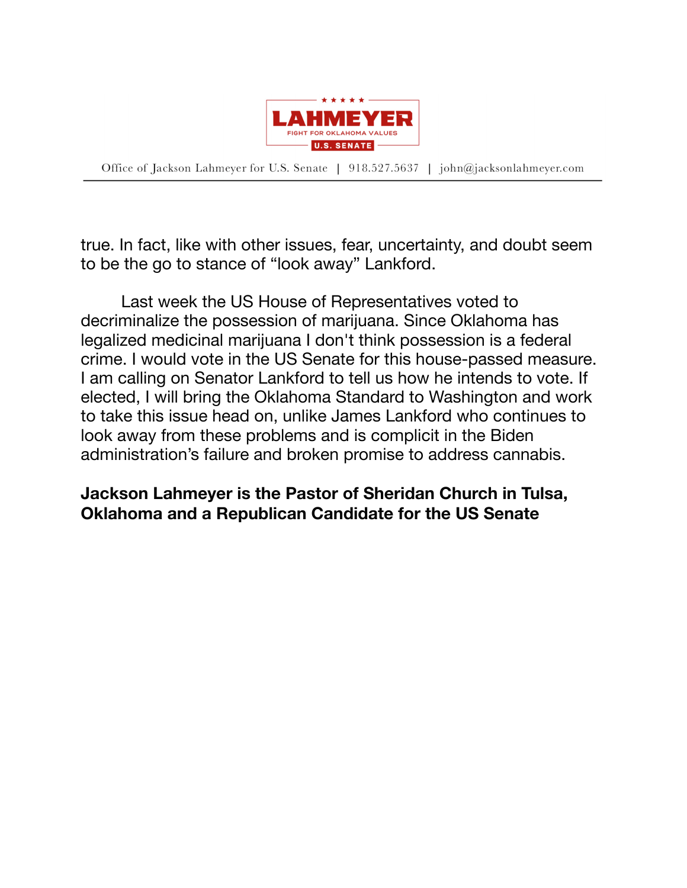true. In fact, like with other issues, fear, uncertainty, and doubt seem to be the go to stance of "look away" Lankford.

Last week the US House of Representatives voted to decriminalize the possession of marijuana. Since Oklahoma has legalized medicinal marijuana I don't think possession is a federal crime. I would vote in the US Senate for this house-passed measure. I am calling on Senator Lankford to tell us how he intends to vote. If elected, I will bring the Oklahoma Standard to Washington and work to take this issue head on, unlike James Lankford who continues to look away from these problems and is complicit in the Biden administration's failure and broken promise to address cannabis.

**Jackson Lahmeyer is the Pastor of Sheridan Church in Tulsa, Oklahoma and a Republican Candidate for the US Senate**